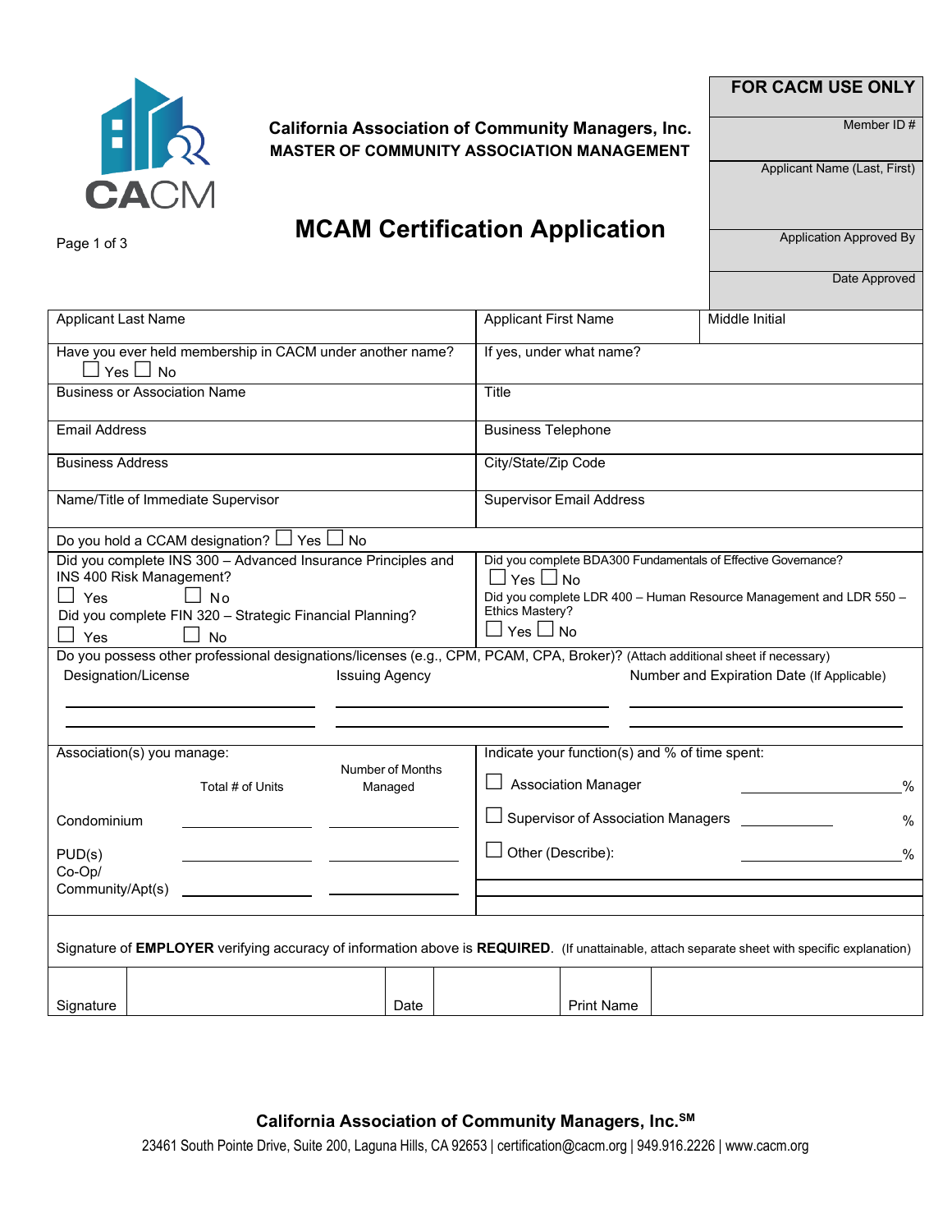**California Association of Community Managers, Inc.**
**MASTER OF COMMUNITY ASSOCIATION MANAGEMENT**

# MCAM Certification Application

| FOR CACM USE ONLY |
|---|
| Member ID # |
| Applicant Name (Last, First) |
| Application Approved By |
| Date Approved |

| Applicant Last Name | Applicant First Name | Middle Initial |
|---|---|---|
| Have you ever held membership in CACM under another name? ☐ Yes ☐ No | If yes, under what name? | |
| Business or Association Name | Title | |
| Email Address | Business Telephone | |
| Business Address | City/State/Zip Code | |
| Name/Title of Immediate Supervisor | Supervisor Email Address | |

Do you hold a CCAM designation? ☐ Yes ☐ No

| | |
|---|---|
| Did you complete INS 300 – Advanced Insurance Principles and INS 400 Risk Management? ☐ Yes ☐ No | Did you complete BDA300 Fundamentals of Effective Governance? ☐ Yes ☐ No |
| Did you complete FIN 320 – Strategic Financial Planning? ☐ Yes ☐ No | Did you complete LDR 400 – Human Resource Management and LDR 550 – Ethics Mastery? ☐ Yes ☐ No |

Do you possess other professional designations/licenses (e.g., CPM, PCAM, CPA, Broker)? (Attach additional sheet if necessary)

| Designation/License | Issuing Agency | Number and Expiration Date (If Applicable) |
|---|---|---|
| | | |
| | | |

Association(s) you manage:

| | Total # of Units | Number of Months Managed |
|---|---|---|
| Condominium | | |
| PUD(s) | | |
| Co-Op/ Community/Apt(s) | | |

Indicate your function(s) and % of time spent:

- ☐ Association Manager ______ %
- ☐ Supervisor of Association Managers ______ %
- ☐ Other (Describe): ______ %

Signature of **EMPLOYER** verifying accuracy of information above is **REQUIRED**. (If unattainable, attach separate sheet with specific explanation)

| Signature | | Date | | Print Name | |
|---|---|---|---|---|---|

**California Association of Community Managers, Inc.**[SM]
23461 South Pointe Drive, Suite 200, Laguna Hills, CA 92653 | certification@cacm.org | 949.916.2226 | www.cacm.org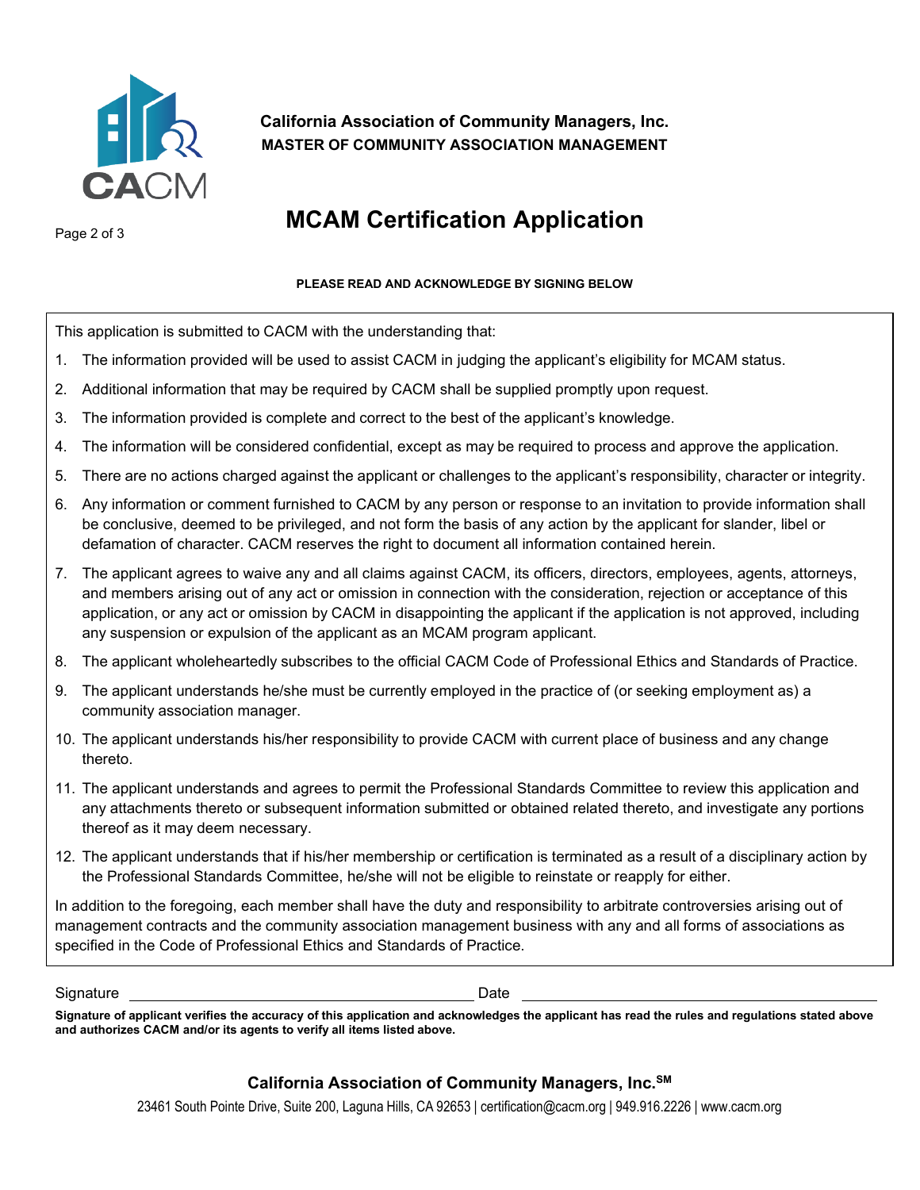**California Association of Community Managers, Inc.**
**MASTER OF COMMUNITY ASSOCIATION MANAGEMENT**

# MCAM Certification Application

**PLEASE READ AND ACKNOWLEDGE BY SIGNING BELOW**

This application is submitted to CACM with the understanding that:

1. The information provided will be used to assist CACM in judging the applicant's eligibility for MCAM status.
2. Additional information that may be required by CACM shall be supplied promptly upon request.
3. The information provided is complete and correct to the best of the applicant's knowledge.
4. The information will be considered confidential, except as may be required to process and approve the application.
5. There are no actions charged against the applicant or challenges to the applicant's responsibility, character or integrity.
6. Any information or comment furnished to CACM by any person or response to an invitation to provide information shall be conclusive, deemed to be privileged, and not form the basis of any action by the applicant for slander, libel or defamation of character. CACM reserves the right to document all information contained herein.
7. The applicant agrees to waive any and all claims against CACM, its officers, directors, employees, agents, attorneys, and members arising out of any act or omission in connection with the consideration, rejection or acceptance of this application, or any act or omission by CACM in disappointing the applicant if the application is not approved, including any suspension or expulsion of the applicant as an MCAM program applicant.
8. The applicant wholeheartedly subscribes to the official CACM Code of Professional Ethics and Standards of Practice.
9. The applicant understands he/she must be currently employed in the practice of (or seeking employment as) a community association manager.
10. The applicant understands his/her responsibility to provide CACM with current place of business and any change thereto.
11. The applicant understands and agrees to permit the Professional Standards Committee to review this application and any attachments thereto or subsequent information submitted or obtained related thereto, and investigate any portions thereof as it may deem necessary.
12. The applicant understands that if his/her membership or certification is terminated as a result of a disciplinary action by the Professional Standards Committee, he/she will not be eligible to reinstate or reapply for either.

In addition to the foregoing, each member shall have the duty and responsibility to arbitrate controversies arising out of management contracts and the community association management business with any and all forms of associations as specified in the Code of Professional Ethics and Standards of Practice.

Signature ______________________________ Date ______________________________

**Signature of applicant verifies the accuracy of this application and acknowledges the applicant has read the rules and regulations stated above and authorizes CACM and/or its agents to verify all items listed above.**

**California Association of Community Managers, Inc.[SM]**

23461 South Pointe Drive, Suite 200, Laguna Hills, CA 92653 | certification@cacm.org | 949.916.2226 | www.cacm.org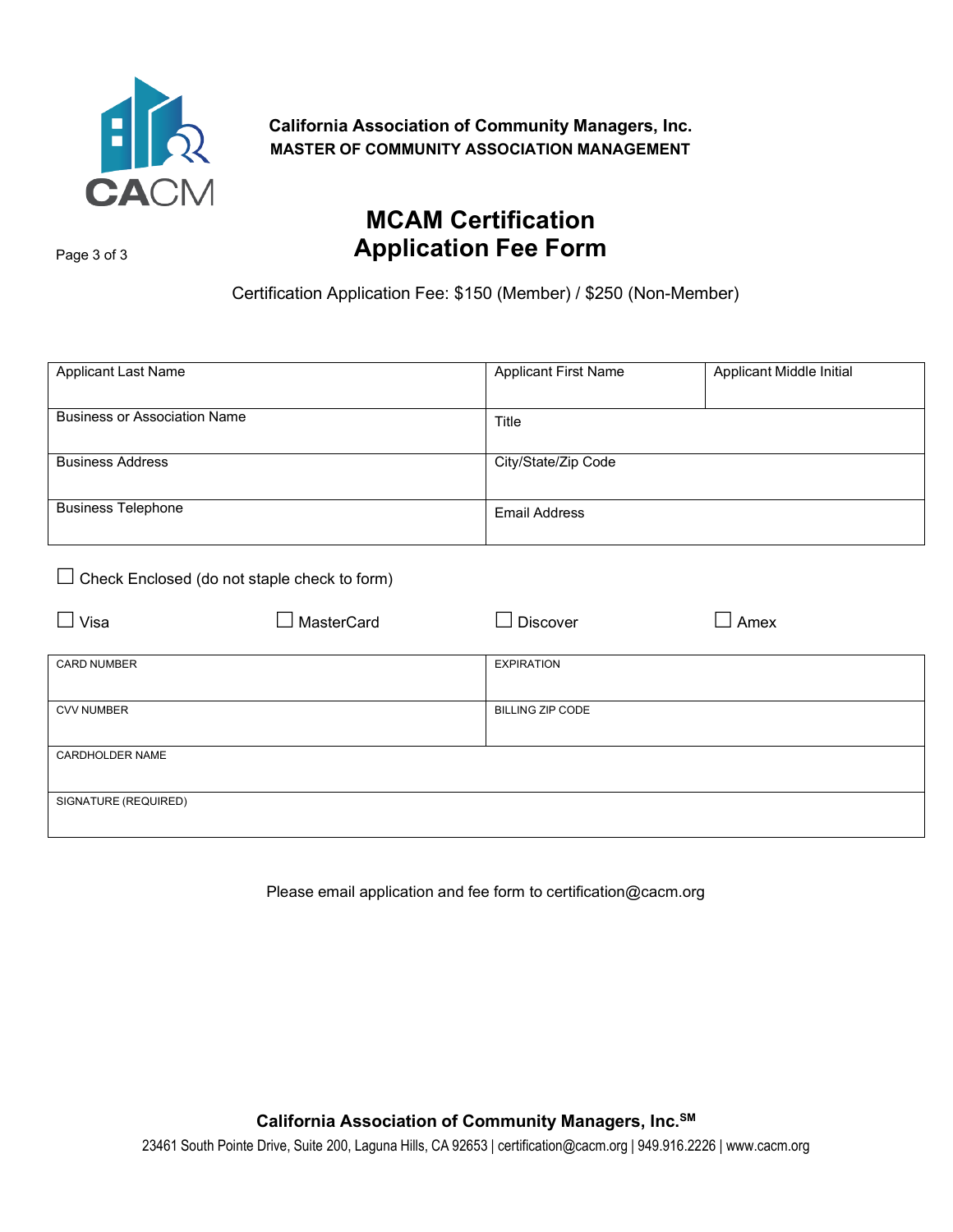**California Association of Community Managers, Inc.**
**MASTER OF COMMUNITY ASSOCIATION MANAGEMENT**

# MCAM Certification Application Fee Form

Certification Application Fee: $150 (Member) / $250 (Non-Member)

| | | |
|---|---|---|
| Applicant Last Name | Applicant First Name | Applicant Middle Initial |
| Business or Association Name | Title | |
| Business Address | City/State/Zip Code | |
| Business Telephone | Email Address | |

☐ Check Enclosed (do not staple check to form)

☐ Visa ☐ MasterCard ☐ Discover ☐ Amex

| | |
|---|---|
| CARD NUMBER | EXPIRATION |
| CVV NUMBER | BILLING ZIP CODE |
| CARDHOLDER NAME | |
| SIGNATURE (REQUIRED) | |

Please email application and fee form to certification@cacm.org

**California Association of Community Managers, Inc.[SM]**

23461 South Pointe Drive, Suite 200, Laguna Hills, CA 92653 | certification@cacm.org | 949.916.2226 | www.cacm.org